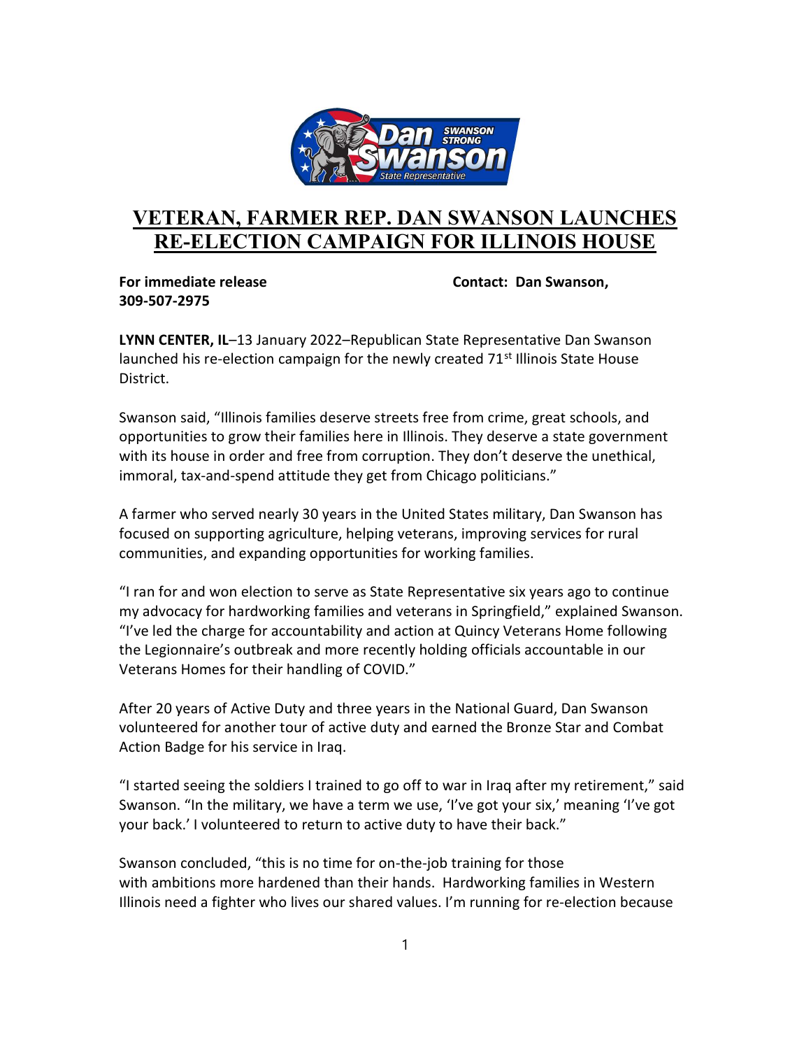# VETERAN, FARMER REP. DAN SWANSON LAUNCHES RE-ELECTION CAMPAIGN FOR ILLINOIS HOUSE

**For immediate release** **Contact: Dan Swanson, 309-507-2975**

**LYNN CENTER, IL**–13 January 2022–Republican State Representative Dan Swanson launched his re-election campaign for the newly created 71st Illinois State House District.

Swanson said, "Illinois families deserve streets free from crime, great schools, and opportunities to grow their families here in Illinois. They deserve a state government with its house in order and free from corruption. They don't deserve the unethical, immoral, tax-and-spend attitude they get from Chicago politicians."

A farmer who served nearly 30 years in the United States military, Dan Swanson has focused on supporting agriculture, helping veterans, improving services for rural communities, and expanding opportunities for working families.

"I ran for and won election to serve as State Representative six years ago to continue my advocacy for hardworking families and veterans in Springfield," explained Swanson. "I've led the charge for accountability and action at Quincy Veterans Home following the Legionnaire's outbreak and more recently holding officials accountable in our Veterans Homes for their handling of COVID."

After 20 years of Active Duty and three years in the National Guard, Dan Swanson volunteered for another tour of active duty and earned the Bronze Star and Combat Action Badge for his service in Iraq.

"I started seeing the soldiers I trained to go off to war in Iraq after my retirement," said Swanson. "In the military, we have a term we use, 'I've got your six,' meaning 'I've got your back.' I volunteered to return to active duty to have their back."

Swanson concluded, "this is no time for on-the-job training for those with ambitions more hardened than their hands. Hardworking families in Western Illinois need a fighter who lives our shared values. I'm running for re-election because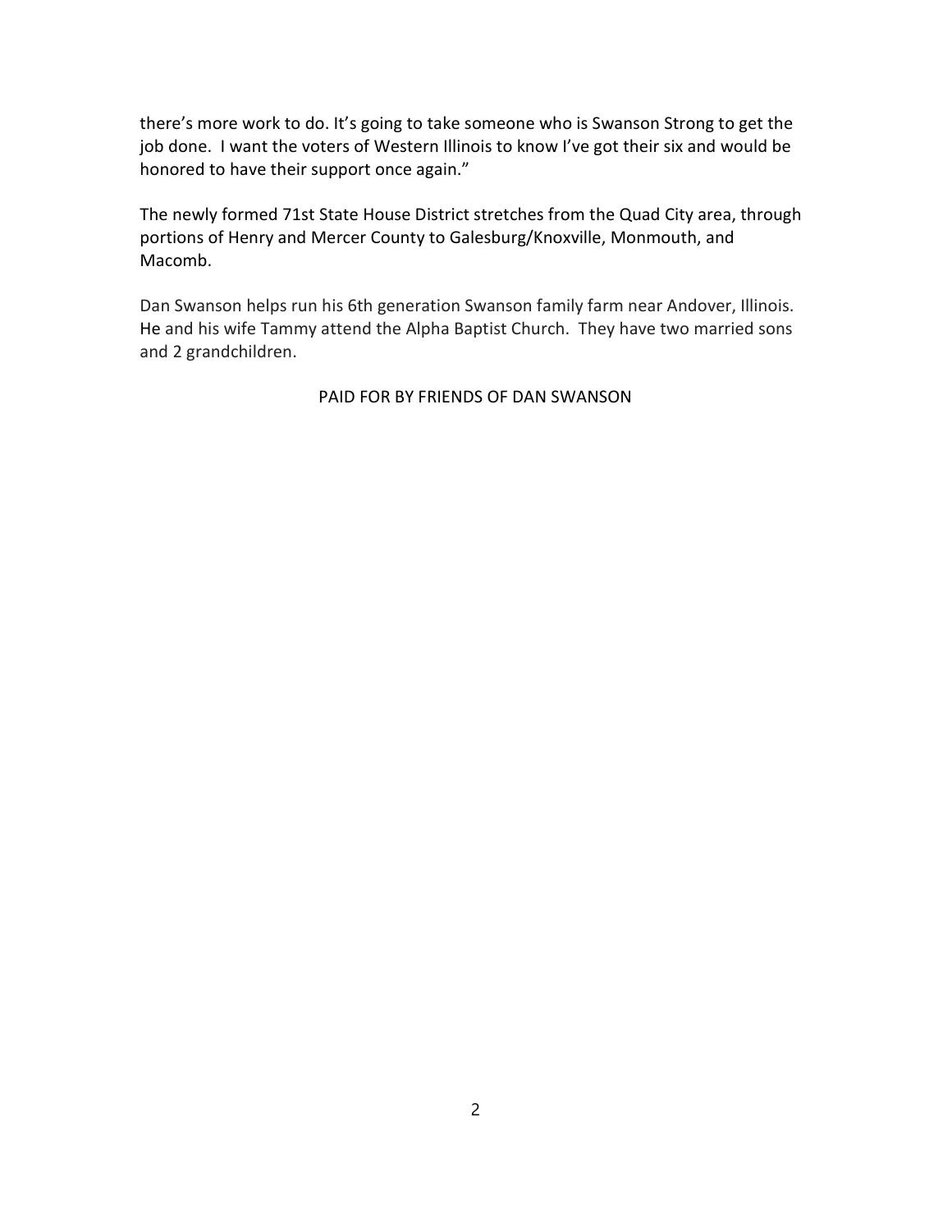there's more work to do. It's going to take someone who is Swanson Strong to get the job done. I want the voters of Western Illinois to know I've got their six and would be honored to have their support once again."

The newly formed 71st State House District stretches from the Quad City area, through portions of Henry and Mercer County to Galesburg/Knoxville, Monmouth, and Macomb.

Dan Swanson helps run his 6th generation Swanson family farm near Andover, Illinois. He and his wife Tammy attend the Alpha Baptist Church. They have two married sons and 2 grandchildren.

PAID FOR BY FRIENDS OF DAN SWANSON